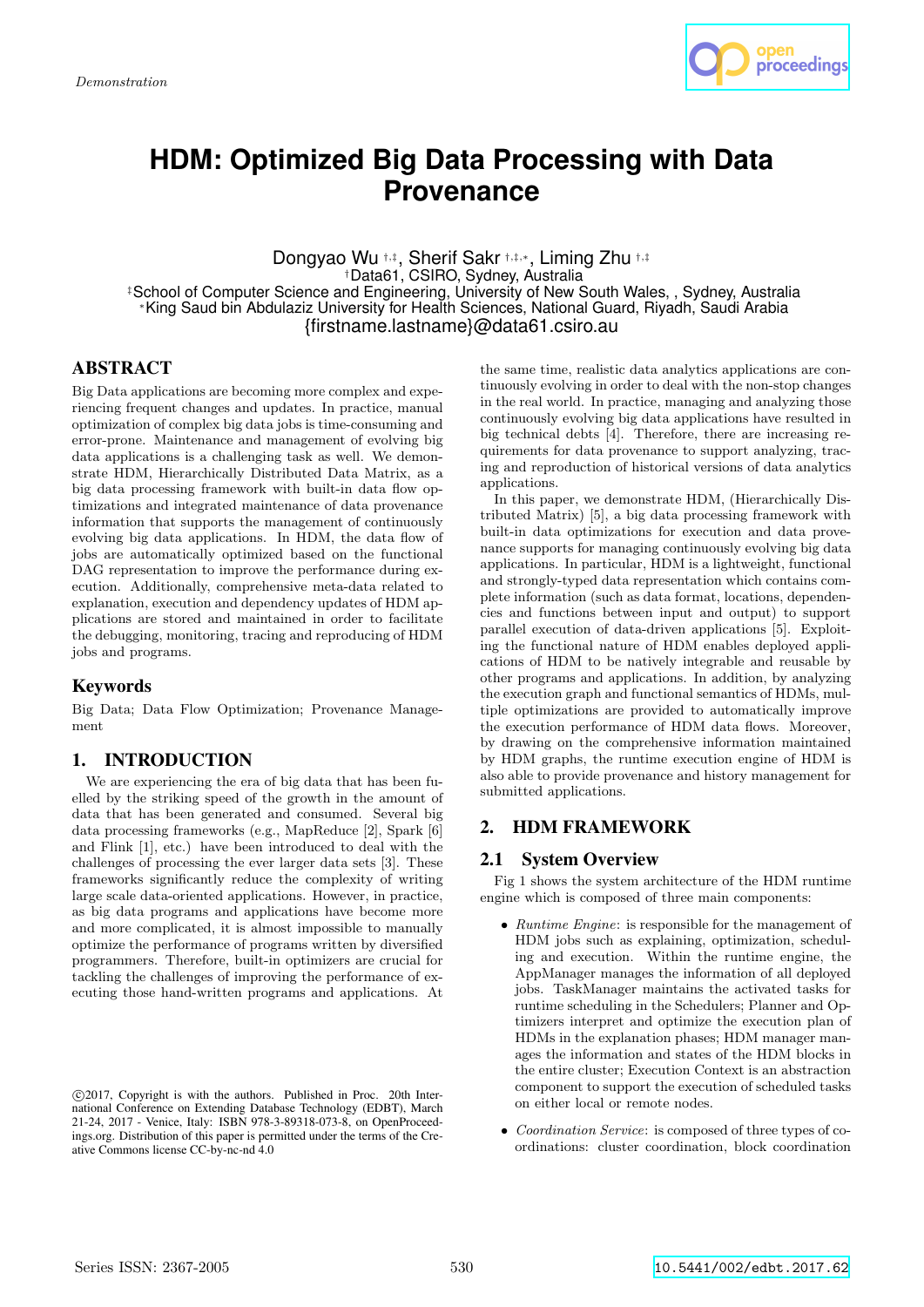*Demonstration*

# HDM: Optimized Big Data Processing with Data Provenance

Dongyao Wu †,‡, Sherif Sakr †,‡,*, Liming Zhu †,‡
†Data61, CSIRO, Sydney, Australia
‡School of Computer Science and Engineering, University of New South Wales, , Sydney, Australia
*King Saud bin Abdulaziz University for Health Sciences, National Guard, Riyadh, Saudi Arabia
{firstname.lastname}@data61.csiro.au

## ABSTRACT

Big Data applications are becoming more complex and experiencing frequent changes and updates. In practice, manual optimization of complex big data jobs is time-consuming and error-prone. Maintenance and management of evolving big data applications is a challenging task as well. We demonstrate HDM, Hierarchically Distributed Data Matrix, as a big data processing framework with built-in data flow optimizations and integrated maintenance of data provenance information that supports the management of continuously evolving big data applications. In HDM, the data flow of jobs are automatically optimized based on the functional DAG representation to improve the performance during execution. Additionally, comprehensive meta-data related to explanation, execution and dependency updates of HDM applications are stored and maintained in order to facilitate the debugging, monitoring, tracing and reproducing of HDM jobs and programs.

## Keywords

Big Data; Data Flow Optimization; Provenance Management

## 1. INTRODUCTION

We are experiencing the era of big data that has been fuelled by the striking speed of the growth in the amount of data that has been generated and consumed. Several big data processing frameworks (e.g., MapReduce [2], Spark [6] and Flink [1], etc.) have been introduced to deal with the challenges of processing the ever larger data sets [3]. These frameworks significantly reduce the complexity of writing large scale data-oriented applications. However, in practice, as big data programs and applications have become more and more complicated, it is almost impossible to manually optimize the performance of programs written by diversified programmers. Therefore, built-in optimizers are crucial for tackling the challenges of improving the performance of executing those hand-written programs and applications. At the same time, realistic data analytics applications are continuously evolving in order to deal with the non-stop changes in the real world. In practice, managing and analyzing those continuously evolving big data applications have resulted in big technical debts [4]. Therefore, there are increasing requirements for data provenance to support analyzing, tracing and reproduction of historical versions of data analytics applications.

In this paper, we demonstrate HDM, (Hierarchically Distributed Matrix) [5], a big data processing framework with built-in data optimizations for execution and data provenance supports for managing continuously evolving big data applications. In particular, HDM is a lightweight, functional and strongly-typed data representation which contains complete information (such as data format, locations, dependencies and functions between input and output) to support parallel execution of data-driven applications [5]. Exploiting the functional nature of HDM enables deployed applications of HDM to be natively integrable and reusable by other programs and applications. In addition, by analyzing the execution graph and functional semantics of HDMs, multiple optimizations are provided to automatically improve the execution performance of HDM data flows. Moreover, by drawing on the comprehensive information maintained by HDM graphs, the runtime execution engine of HDM is also able to provide provenance and history management for submitted applications.

## 2. HDM FRAMEWORK

### 2.1 System Overview

Fig 1 shows the system architecture of the HDM runtime engine which is composed of three main components:

- *Runtime Engine*: is responsible for the management of HDM jobs such as explaining, optimization, scheduling and execution. Within the runtime engine, the AppManager manages the information of all deployed jobs. TaskManager maintains the activated tasks for runtime scheduling in the Schedulers; Planner and Optimizers interpret and optimize the execution plan of HDMs in the explanation phases; HDM manager manages the information and states of the HDM blocks in the entire cluster; Execution Context is an abstraction component to support the execution of scheduled tasks on either local or remote nodes.
- *Coordination Service*: is composed of three types of coordinations: cluster coordination, block coordination

©2017, Copyright is with the authors. Published in Proc. 20th International Conference on Extending Database Technology (EDBT), March 21-24, 2017 - Venice, Italy: ISBN 978-3-89318-073-8, on OpenProceedings.org. Distribution of this paper is permitted under the terms of the Creative Commons license CC-by-nc-nd 4.0

Series ISSN: 2367-2005 10.5441/002/edbt.2017.62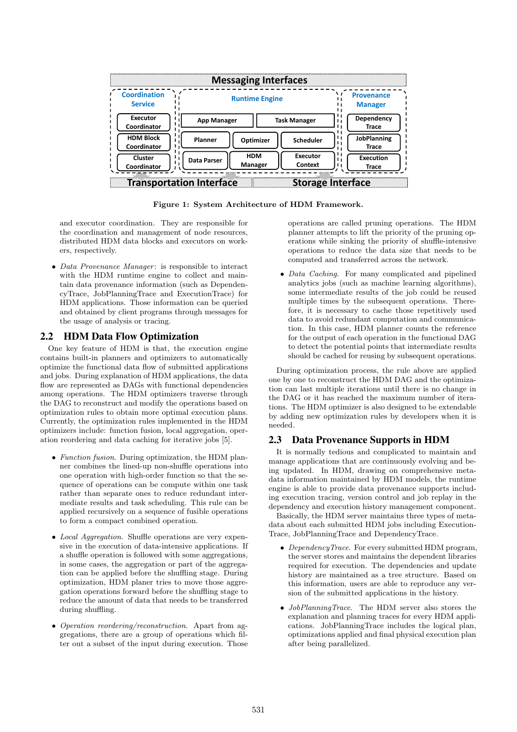Figure 1: System Architecture of HDM Framework.

and executor coordination. They are responsible for the coordination and management of node resources, distributed HDM data blocks and executors on workers, respectively.

- *Data Provenance Manager*: is responsible to interact with the HDM runtime engine to collect and maintain data provenance information (such as DependencyTrace, JobPlanningTrace and ExecutionTrace) for HDM applications. Those information can be queried and obtained by client programs through messages for the usage of analysis or tracing.

## 2.2 HDM Data Flow Optimization

One key feature of HDM is that, the execution engine contains built-in planners and optimizers to automatically optimize the functional data flow of submitted applications and jobs. During explanation of HDM applications, the data flow are represented as DAGs with functional dependencies among operations. The HDM optimizers traverse through the DAG to reconstruct and modify the operations based on optimization rules to obtain more optimal execution plans. Currently, the optimization rules implemented in the HDM optimizers include: function fusion, local aggregation, operation reordering and data caching for iterative jobs [5].

- *Function fusion*. During optimization, the HDM planner combines the lined-up non-shuffle operations into one operation with high-order function so that the sequence of operations can be compute within one task rather than separate ones to reduce redundant intermediate results and task scheduling. This rule can be applied recursively on a sequence of fusible operations to form a compact combined operation.

- *Local Aggregation*. Shuffle operations are very expensive in the execution of data-intensive applications. If a shuffle operation is followed with some aggregations, in some cases, the aggregation or part of the aggregation can be applied before the shuffling stage. During optimization, HDM planer tries to move those aggregation operations forward before the shuffling stage to reduce the amount of data that needs to be transferred during shuffling.

- *Operation reordering/reconstruction*. Apart from aggregations, there are a group of operations which filter out a subset of the input during execution. Those operations are called pruning operations. The HDM planner attempts to lift the priority of the pruning operations while sinking the priority of shuffle-intensive operations to reduce the data size that needs to be computed and transferred across the network.

- *Data Caching*. For many complicated and pipelined analytics jobs (such as machine learning algorithms), some intermediate results of the job could be reused multiple times by the subsequent operations. Therefore, it is necessary to cache those repetitively used data to avoid redundant computation and communication. In this case, HDM planner counts the reference for the output of each operation in the functional DAG to detect the potential points that intermediate results should be cached for reusing by subsequent operations.

During optimization process, the rule above are applied one by one to reconstruct the HDM DAG and the optimization can last multiple iterations until there is no change in the DAG or it has reached the maximum number of iterations. The HDM optimizer is also designed to be extendable by adding new optimization rules by developers when it is needed.

## 2.3 Data Provenance Supports in HDM

It is normally tedious and complicated to maintain and manage applications that are continuously evolving and being updated. In HDM, drawing on comprehensive metadata information maintained by HDM models, the runtime engine is able to provide data provenance supports including execution tracing, version control and job replay in the dependency and execution history management component.

Basically, the HDM server maintains three types of metadata about each submitted HDM jobs including ExecutionTrace, JobPlanningTrace and DependencyTrace.

- *DependencyTrace*. For every submitted HDM program, the server stores and maintains the dependent libraries required for execution. The dependencies and update history are maintained as a tree structure. Based on this information, users are able to reproduce any version of the submitted applications in the history.

- *JobPlanningTrace*. The HDM server also stores the explanation and planning traces for every HDM applications. JobPlanningTrace includes the logical plan, optimizations applied and final physical execution plan after being parallelized.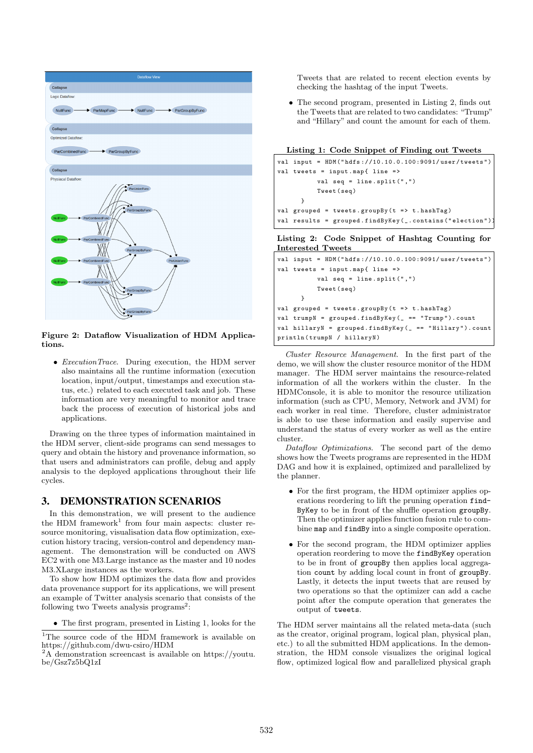Figure 2: Dataflow Visualization of HDM Applications.

- *ExecutionTrace.* During execution, the HDM server also maintains all the runtime information (execution location, input/output, timestamps and execution status, etc.) related to each executed task and job. These information are very meaningful to monitor and trace back the process of execution of historical jobs and applications.

Drawing on the three types of information maintained in the HDM server, client-side programs can send messages to query and obtain the history and provenance information, so that users and administrators can profile, debug and apply analysis to the deployed applications throughout their life cycles.

## 3. DEMONSTRATION SCENARIOS

In this demonstration, we will present to the audience the HDM framework[1] from four main aspects: cluster resource monitoring, visualisation data flow optimization, execution history tracing, version-control and dependency management. The demonstration will be conducted on AWS EC2 with one M3.Large instance as the master and 10 nodes M3.XLarge instances as the workers.

To show how HDM optimizes the data flow and provides data provenance support for its applications, we will present an example of Twitter analysis scenario that consists of the following two Tweets analysis programs[2]:

- The first program, presented in Listing 1, looks for the Tweets that are related to recent election events by checking the hashtag of the input Tweets.
- The second program, presented in Listing 2, finds out the Tweets that are related to two candidates: "Trump" and "Hillary" and count the amount for each of them.

**Listing 1: Code Snippet of Finding out Tweets**

```
val input = HDM("hdfs://10.10.0.100:9091/user/tweets")
val tweets = input.map{ line =>
          val seq = line.split(",")
          Tweet(seq)
     }
val grouped = tweets.groupBy(t => t.hashTag)
val results = grouped.findByKey(_.contains("election"))
```

**Listing 2: Code Snippet of Hashtag Counting for Interested Tweets**

```
val input = HDM("hdfs://10.10.0.100:9091/user/tweets")
val tweets = input.map{ line =>
          val seq = line.split(",")
          Tweet(seq)
     }
val grouped = tweets.groupBy(t => t.hashTag)
val trumpN = grouped.findByKey(_ == "Trump").count
val hillaryN = grouped.findByKey(_ == "Hillary").count
println(trumpN / hillaryN)
```

*Cluster Resource Management.* In the first part of the demo, we will show the cluster resource monitor of the HDM manager. The HDM server maintains the resource-related information of all the workers within the cluster. In the HDMConsole, it is able to monitor the resource utilization information (such as CPU, Memory, Network and JVM) for each worker in real time. Therefore, cluster administrator is able to use these information and easily supervise and understand the status of every worker as well as the entire cluster.

*Dataflow Optimizations.* The second part of the demo shows how the Tweets programs are represented in the HDM DAG and how it is explained, optimized and parallelized by the planner.

- For the first program, the HDM optimizer applies operations reordering to lift the pruning operation `findByKey` to be in front of the shuffle operation `groupBy`. Then the optimizer applies function fusion rule to combine `map` and `findBy` into a single composite operation.
- For the second program, the HDM optimizer applies operation reordering to move the `findByKey` operation to be in front of `groupBy` then applies local aggregation `count` by adding local count in front of `groupBy`. Lastly, it detects the input tweets that are reused by two operations so that the optimizer can add a cache point after the compute operation that generates the output of `tweets`.

The HDM server maintains all the related meta-data (such as the creator, original program, logical plan, physical plan, etc.) to all the submitted HDM applications. In the demonstration, the HDM console visualizes the original logical flow, optimized logical flow and parallelized physical graph

[1] The source code of the HDM framework is available on https://github.com/dwu-csiro/HDM

[2] A demonstration screencast is available on https://youtu.be/Gsz7z5bQ1zI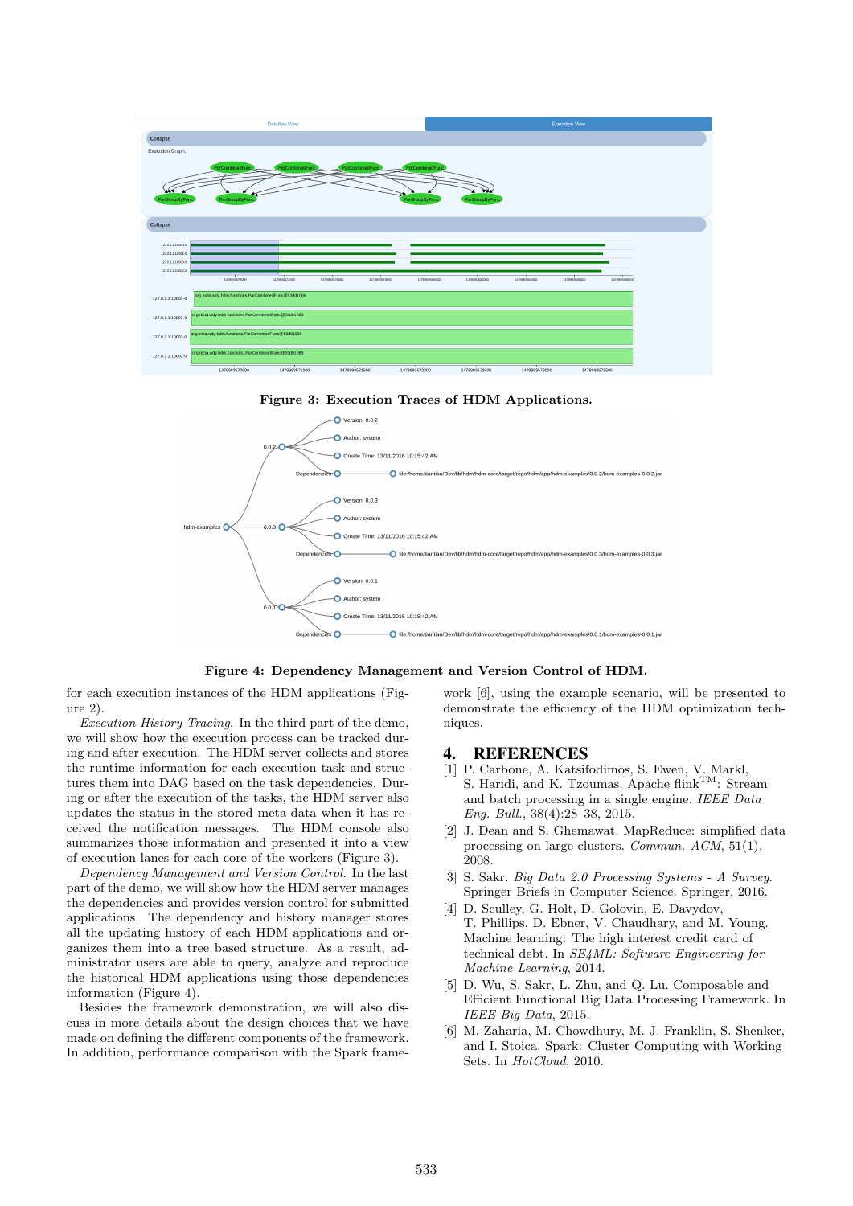Dataflow View

Execution View

Collapse

Execution Graph:

ParCombinedFunc

ParCombinedFunc

ParCombinedFunc

ParCombinedFunc

ParGroupByFunc

ParGroupByFunc

ParGroupByFunc

ParGroupByFunc

Collapse

127.0.1.1:10004-0

127.0.1.1:10001-0

127.0.1.1:10003-0

127.0.1.1:10002-0

org.nicta.wdy.hdm.functions.ParCombinedFunc@53d01066

org.nicta.wdy.hdm.functions.ParCombinedFunc@53d01066

org.nicta.wdy.hdm.functions.ParCombinedFunc@53d01066

org.nicta.wdy.hdm.functions.ParCombinedFunc@53d01066

1478993570500

1478993571000

1478993571500

1478993572000

1478993572500

1478993573000

1478993573500

**Figure 3: Execution Traces of HDM Applications.**

hdm-examples

0.0.2

Version: 0.0.2

Author: system

Create Time: 13/11/2016 10:15:42 AM

Dependencies

file:/home/tiantian/Dev/lib/hdm/hdm-core/target/repo/hdm/app/hdm-examples/0.0.2/hdm-examples-0.0.2.jar

0.0.3

Version: 0.0.3

Author: system

Create Time: 13/11/2016 10:15:42 AM

Dependencies

file:/home/tiantian/Dev/lib/hdm/hdm-core/target/repo/hdm/app/hdm-examples/0.0.3/hdm-examples-0.0.3.jar

0.0.1

Version: 0.0.1

Author: system

Create Time: 13/11/2016 10:15:42 AM

Dependencies

file:/home/tiantian/Dev/lib/hdm/hdm-core/target/repo/hdm/app/hdm-examples/0.0.1/hdm-examples-0.0.1.jar

**Figure 4: Dependency Management and Version Control of HDM.**

for each execution instances of the HDM applications (Figure 2).

*Execution History Tracing*. In the third part of the demo, we will show how the execution process can be tracked during and after execution. The HDM server collects and stores the runtime information for each execution task and structures them into DAG based on the task dependencies. During or after the execution of the tasks, the HDM server also updates the status in the stored meta-data when it has received the notification messages. The HDM console also summarizes those information and presented it into a view of execution lanes for each core of the workers (Figure 3).

*Dependency Management and Version Control*. In the last part of the demo, we will show how the HDM server manages the dependencies and provides version control for submitted applications. The dependency and history manager stores all the updating history of each HDM applications and organizes them into a tree based structure. As a result, administrator users are able to query, analyze and reproduce the historical HDM applications using those dependencies information (Figure 4).

Besides the framework demonstration, we will also discuss in more details about the design choices that we have made on defining the different components of the framework. In addition, performance comparison with the Spark framework [6], using the example scenario, will be presented to demonstrate the efficiency of the HDM optimization techniques.

# 4. REFERENCES

[1] P. Carbone, A. Katsifodimos, S. Ewen, V. Markl, S. Haridi, and K. Tzoumas. Apache flink$^{TM}$: Stream and batch processing in a single engine. *IEEE Data Eng. Bull.*, 38(4):28–38, 2015.

[2] J. Dean and S. Ghemawat. MapReduce: simplified data processing on large clusters. *Commun. ACM*, 51(1), 2008.

[3] S. Sakr. *Big Data 2.0 Processing Systems - A Survey*. Springer Briefs in Computer Science. Springer, 2016.

[4] D. Sculley, G. Holt, D. Golovin, E. Davydov, T. Phillips, D. Ebner, V. Chaudhary, and M. Young. Machine learning: The high interest credit card of technical debt. In *SE4ML: Software Engineering for Machine Learning*, 2014.

[5] D. Wu, S. Sakr, L. Zhu, and Q. Lu. Composable and Efficient Functional Big Data Processing Framework. In *IEEE Big Data*, 2015.

[6] M. Zaharia, M. Chowdhury, M. J. Franklin, S. Shenker, and I. Stoica. Spark: Cluster Computing with Working Sets. In *HotCloud*, 2010.